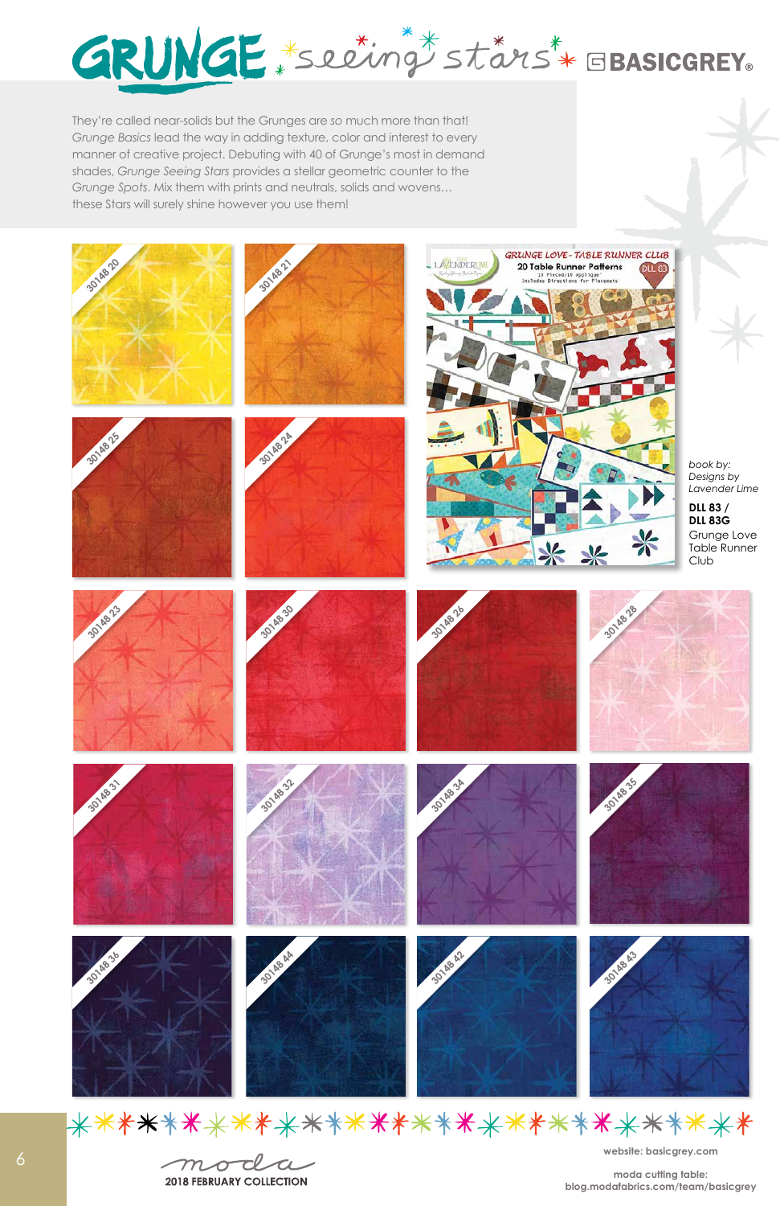# GRUNGE *seeing stars* BASICGREY

They're called near-solids but the Grunges are *so* much more than that! *Grunge Basics* lead the way in adding texture, color and interest to every manner of creative project. Debuting with 40 of Grunge's most in demand shades, *Grunge Seeing Stars* provides a stellar geometric counter to the *Grunge Spots*. Mix them with prints and neutrals, solids and wovens… these Stars will surely shine however you use them!

30148 20

30148 21

30148 25

30148 24

GRUNGE LOVE - TABLE RUNNER CLUB
20 Table Runner Patterns
10 Pieced/10 Applique
Includes Directions for Placemats
DLL 83

*book by: Designs by Lavender Lime*

**DLL 83 / DLL 83G**
Grunge Love Table Runner Club

30148 23

30148 30

30148 26

30148 28

30148 31

30148 32

30148 34

30148 35

30148 36

30148 44

30148 42

30148 43

moda
**2018 FEBRUARY COLLECTION**

**website: basicgrey.com**

**moda cutting table: blog.modafabrics.com/team/basicgrey**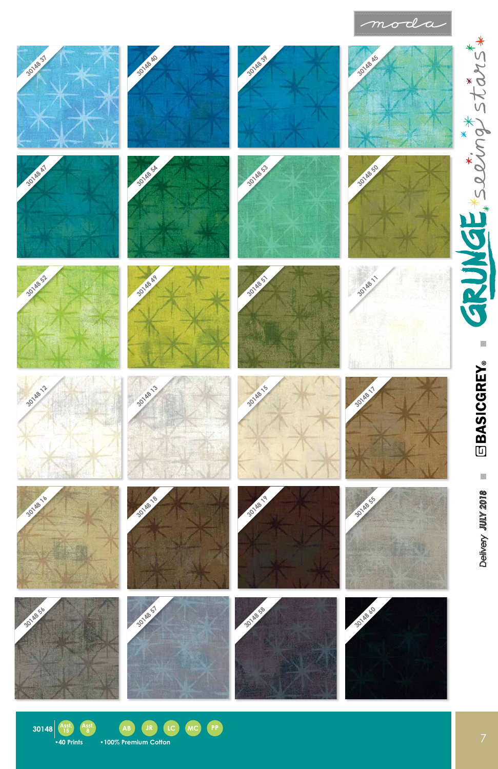moda

GRUNGE seeing stars

BASICGREY®

Delivery JULY 2018

30148 37

30148 40

30148 39

30148 45

30148 47

30148 54

30148 53

30148 50

30148 52

30148 49

30148 51

30148 11

30148 12

30148 13

30148 15

30148 17

30148 16

30148 18

30148 19

30148 55

30148 56

30148 57

30148 58

30148 60

30148 Asst. 15 Asst. 8 AB JR LC MC PP

•40 Prints •100% Premium Cotton